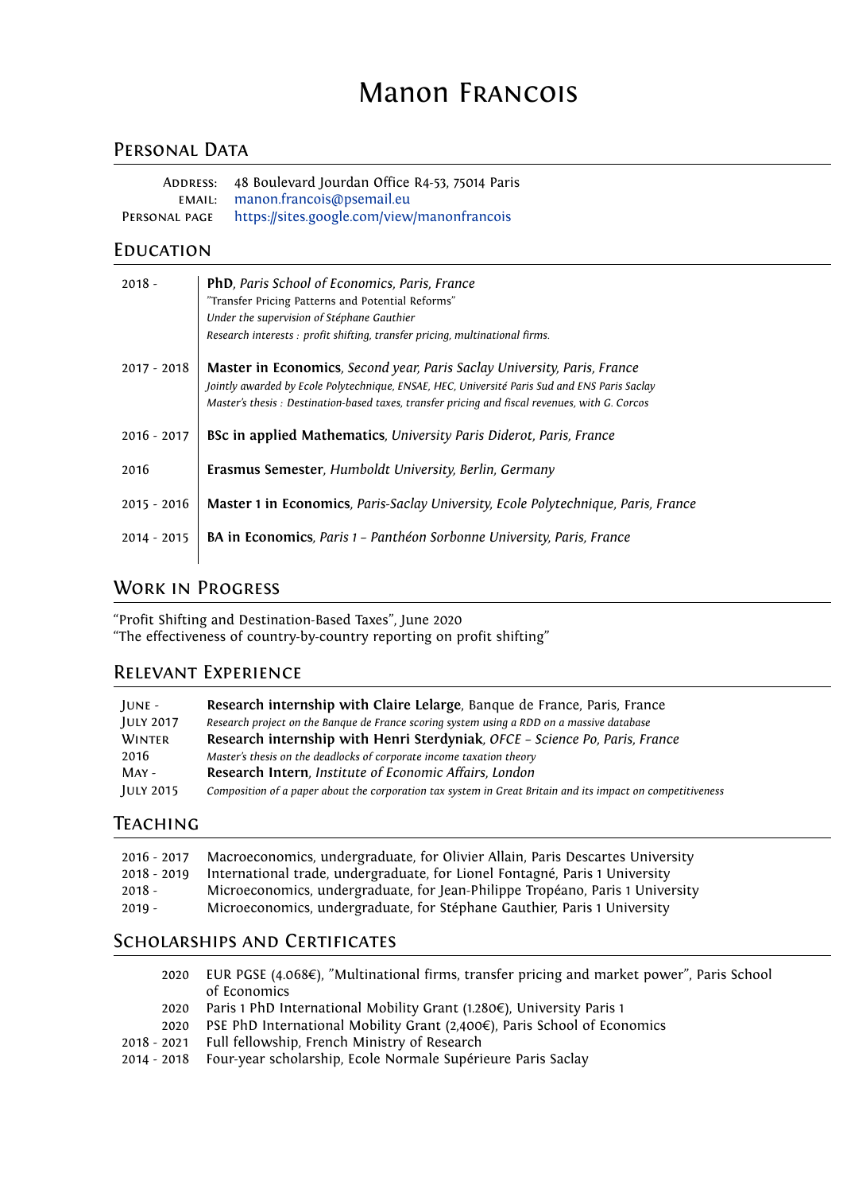# Manon Francois

## Personal Data

**Address:** 48 Boulevard Jourdan Office R4-53, 75014 Paris
**email:** manon.francois@psemail.eu
**Personal page** https://sites.google.com/view/manonfrancois

## Education

**2018 -** **PhD**, *Paris School of Economics, Paris, France*
"Transfer Pricing Patterns and Potential Reforms"
*Under the supervision of Stéphane Gauthier*
*Research interests : profit shifting, transfer pricing, multinational firms.*

**2017 - 2018** **Master in Economics**, *Second year, Paris Saclay University, Paris, France*
*Jointly awarded by Ecole Polytechnique, ENSAE, HEC, Université Paris Sud and ENS Paris Saclay*
*Master's thesis : Destination-based taxes, transfer pricing and fiscal revenues, with G. Corcos*

**2016 - 2017** **BSc in applied Mathematics**, *University Paris Diderot, Paris, France*

**2016** **Erasmus Semester**, *Humboldt University, Berlin, Germany*

**2015 - 2016** **Master 1 in Economics**, *Paris-Saclay University, Ecole Polytechnique, Paris, France*

**2014 - 2015** **BA in Economics**, *Paris 1 – Panthéon Sorbonne University, Paris, France*

## Work in Progress

"Profit Shifting and Destination-Based Taxes", June 2020
"The effectiveness of country-by-country reporting on profit shifting"

## Relevant Experience

**June - July 2017** **Research internship with Claire Lelarge**, Banque de France, Paris, France
*Research project on the Banque de France scoring system using a RDD on a massive database*

**Winter 2016** **Research internship with Henri Sterdyniak**, *OFCE – Science Po, Paris, France*
*Master's thesis on the deadlocks of corporate income taxation theory*

**May - July 2015** **Research Intern**, *Institute of Economic Affairs, London*
*Composition of a paper about the corporation tax system in Great Britain and its impact on competitiveness*

## Teaching

2016 - 2017 Macroeconomics, undergraduate, for Olivier Allain, Paris Descartes University
2018 - 2019 International trade, undergraduate, for Lionel Fontagné, Paris 1 University
2018 - Microeconomics, undergraduate, for Jean-Philippe Tropéano, Paris 1 University
2019 - Microeconomics, undergraduate, for Stéphane Gauthier, Paris 1 University

## Scholarships and Certificates

2020 EUR PGSE (4.068€), "Multinational firms, transfer pricing and market power", Paris School of Economics
2020 Paris 1 PhD International Mobility Grant (1.280€), University Paris 1
2020 PSE PhD International Mobility Grant (2,400€), Paris School of Economics
2018 - 2021 Full fellowship, French Ministry of Research
2014 - 2018 Four-year scholarship, Ecole Normale Supérieure Paris Saclay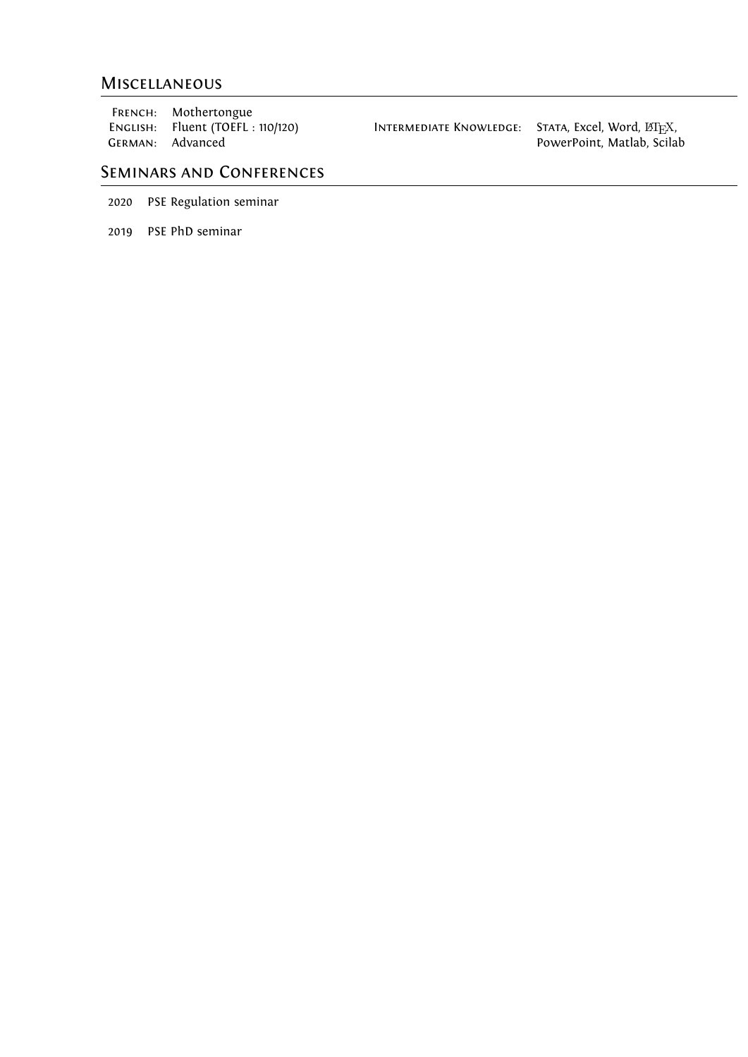## Miscellaneous

**French:** Mothertongue
**English:** Fluent (TOEFL : 110/120)
**German:** Advanced

**Intermediate Knowledge:** Stata, Excel, Word, LaTeX, PowerPoint, Matlab, Scilab

## Seminars and Conferences

2020 PSE Regulation seminar

2019 PSE PhD seminar